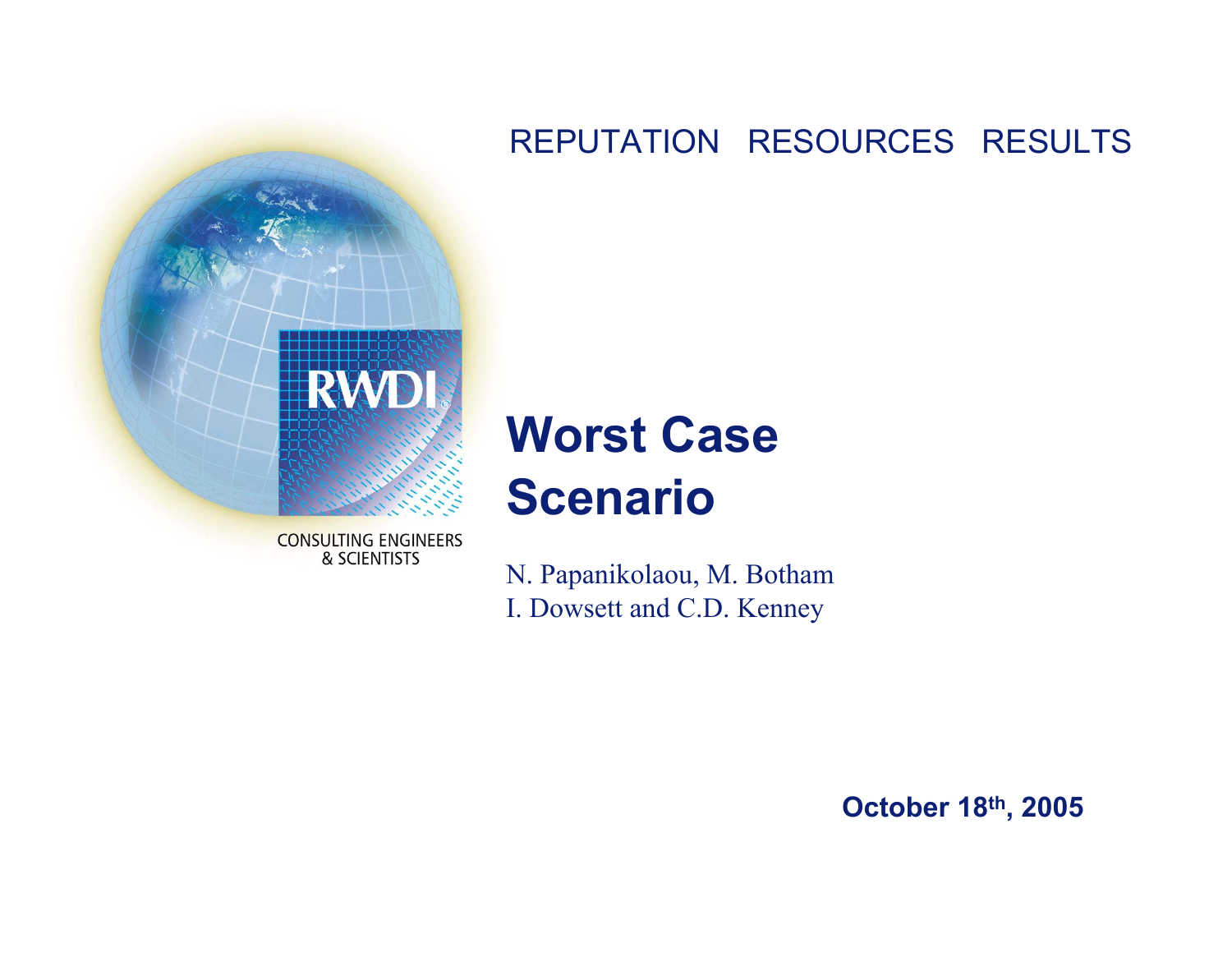REPUTATION RESOURCES RESULTS

CONSULTING ENGINEERS & SCIENTISTS

# Worst Case Scenario

N. Papanikolaou, M. Botham
I. Dowsett and C.D. Kenney

**October 18th, 2005**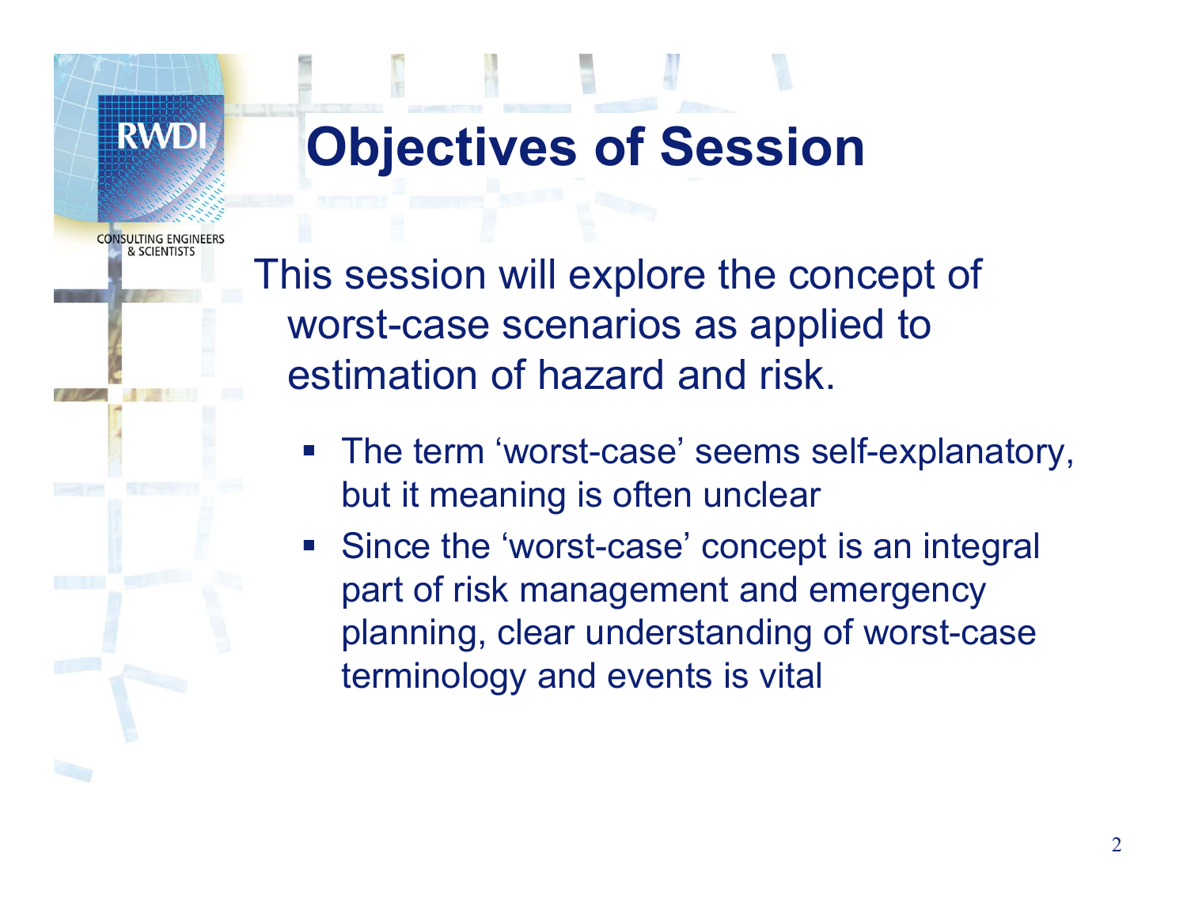# Objectives of Session

This session will explore the concept of worst-case scenarios as applied to estimation of hazard and risk.

- The term ‘worst-case’ seems self-explanatory, but it meaning is often unclear
- Since the ‘worst-case’ concept is an integral part of risk management and emergency planning, clear understanding of worst-case terminology and events is vital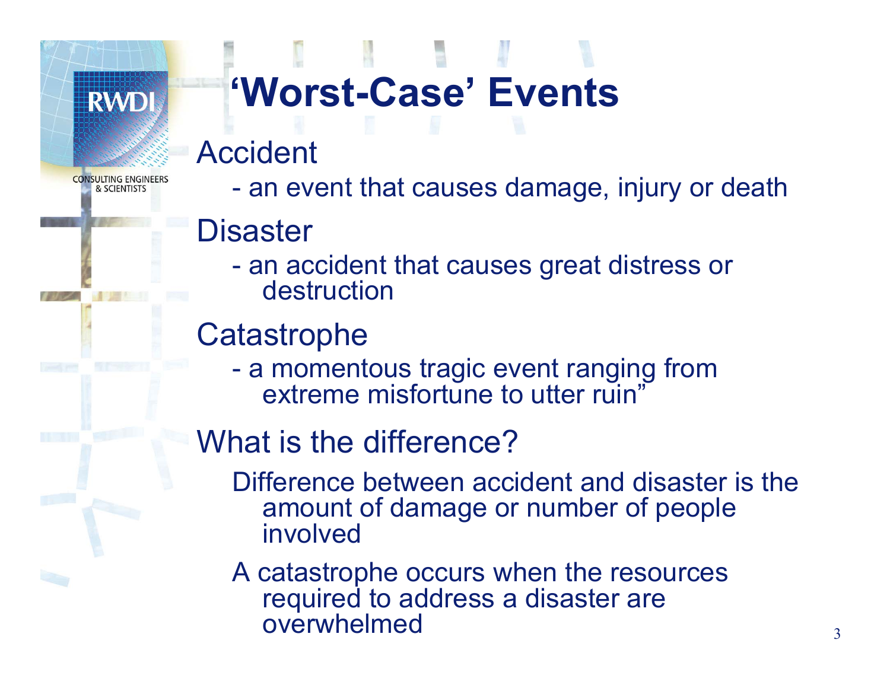# ‘Worst-Case’ Events

Accident

- an event that causes damage, injury or death

Disaster

- an accident that causes great distress or destruction

Catastrophe

- a momentous tragic event ranging from extreme misfortune to utter ruin”

What is the difference?

Difference between accident and disaster is the amount of damage or number of people involved

A catastrophe occurs when the resources required to address a disaster are overwhelmed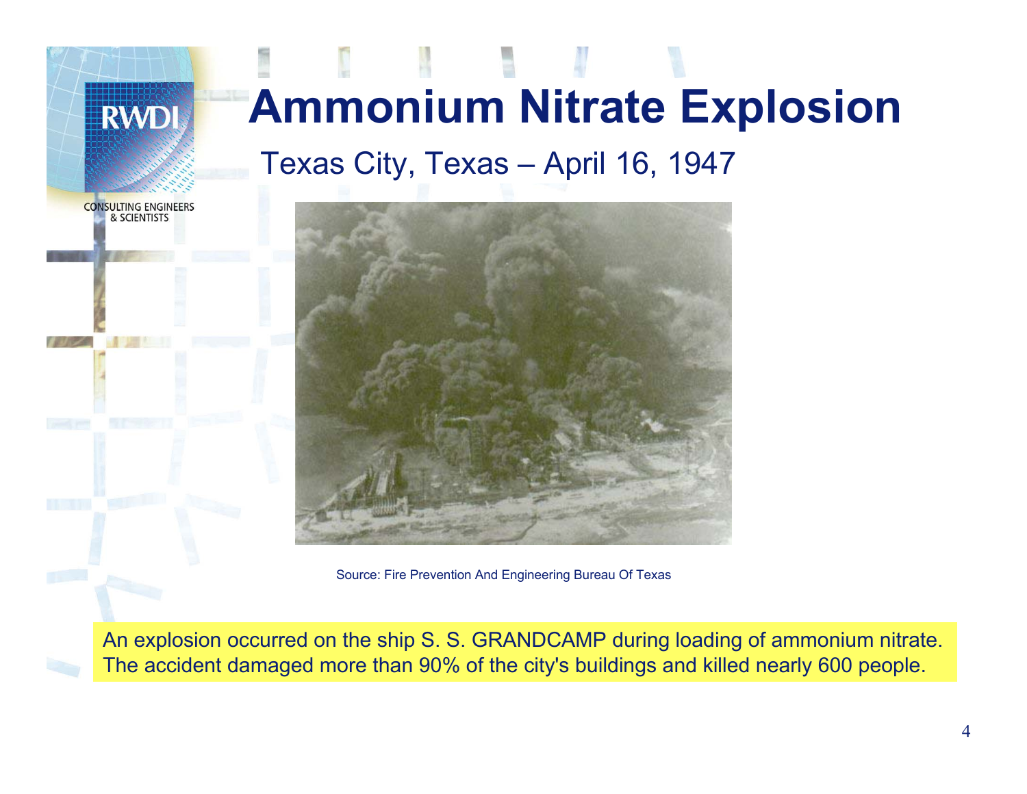# Ammonium Nitrate Explosion

Texas City, Texas – April 16, 1947

Source: Fire Prevention And Engineering Bureau Of Texas

An explosion occurred on the ship S. S. GRANDCAMP during loading of ammonium nitrate. The accident damaged more than 90% of the city's buildings and killed nearly 600 people.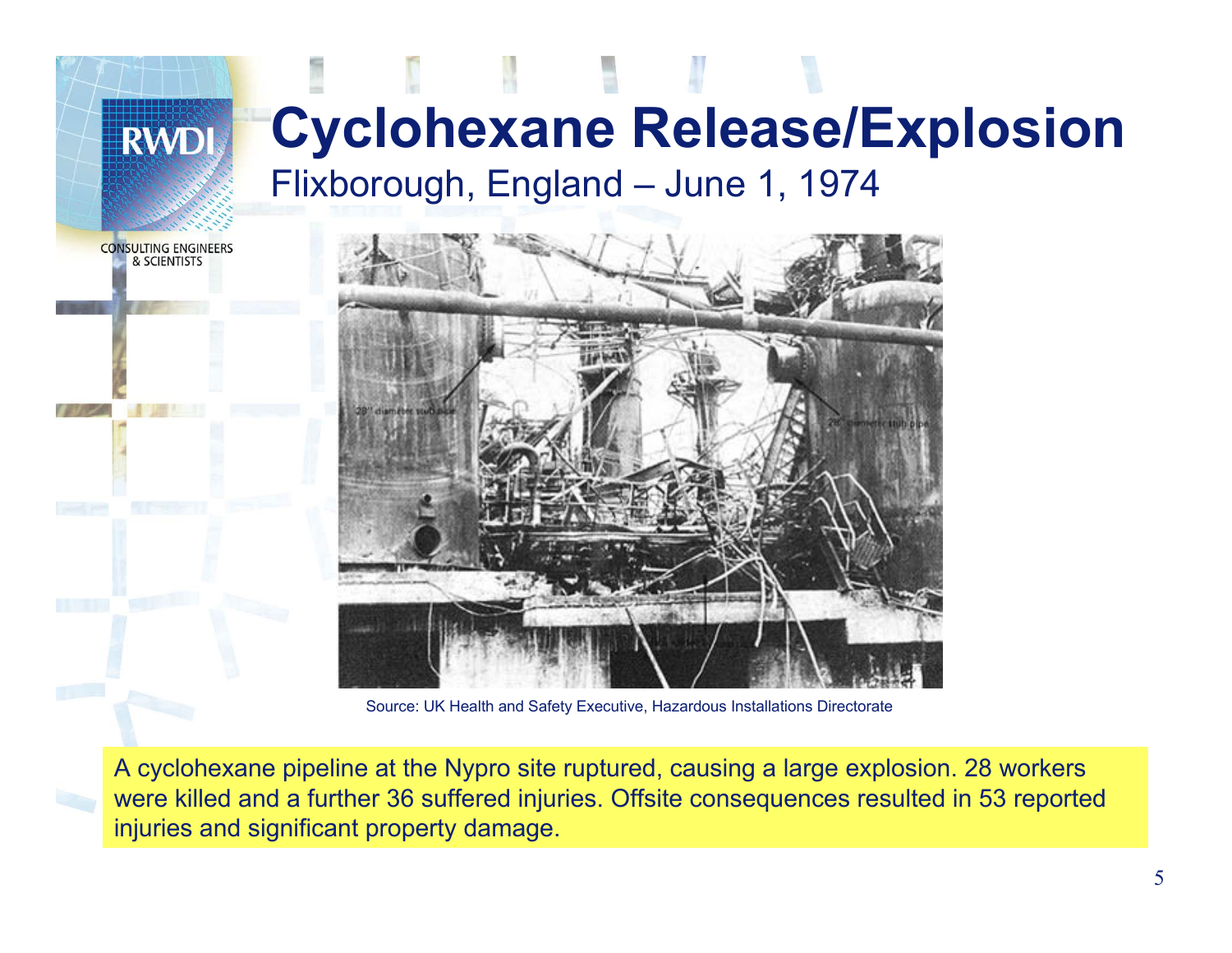# Cyclohexane Release/Explosion

Flixborough, England – June 1, 1974

Source: UK Health and Safety Executive, Hazardous Installations Directorate

A cyclohexane pipeline at the Nypro site ruptured, causing a large explosion. 28 workers were killed and a further 36 suffered injuries. Offsite consequences resulted in 53 reported injuries and significant property damage.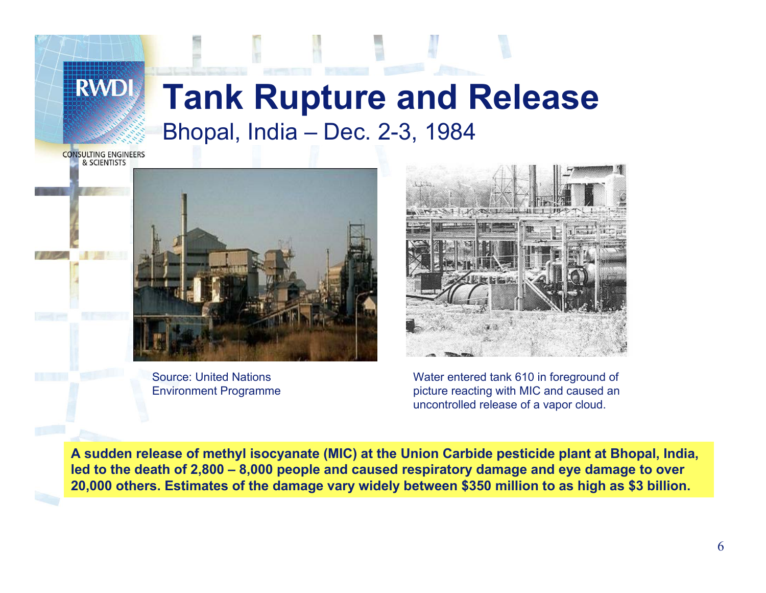# Tank Rupture and Release

## Bhopal, India – Dec. 2-3, 1984

Source: United Nations Environment Programme

Water entered tank 610 in foreground of picture reacting with MIC and caused an uncontrolled release of a vapor cloud.

**A sudden release of methyl isocyanate (MIC) at the Union Carbide pesticide plant at Bhopal, India, led to the death of 2,800 – 8,000 people and caused respiratory damage and eye damage to over 20,000 others. Estimates of the damage vary widely between $350 million to as high as $3 billion.**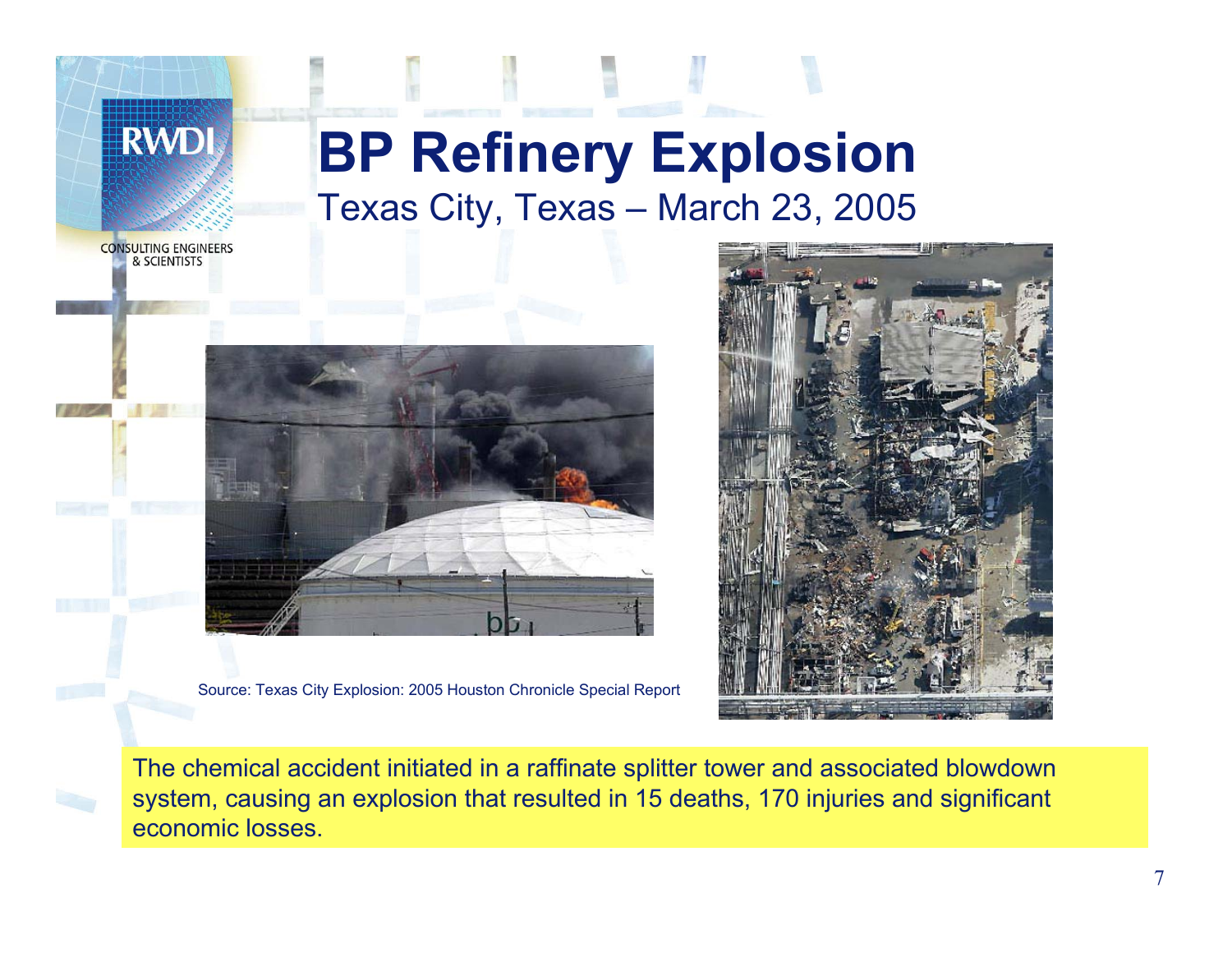# BP Refinery Explosion

Texas City, Texas – March 23, 2005

Source: Texas City Explosion: 2005 Houston Chronicle Special Report

The chemical accident initiated in a raffinate splitter tower and associated blowdown system, causing an explosion that resulted in 15 deaths, 170 injuries and significant economic losses.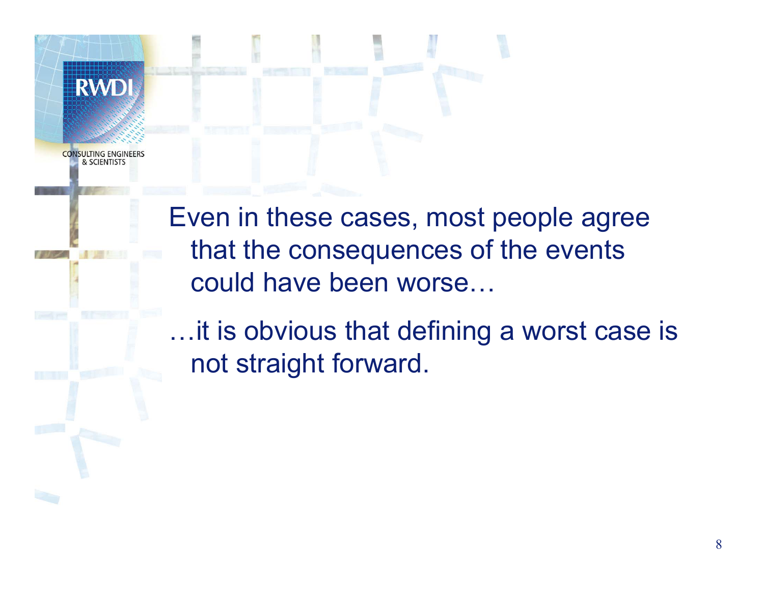Even in these cases, most people agree that the consequences of the events could have been worse…

…it is obvious that defining a worst case is not straight forward.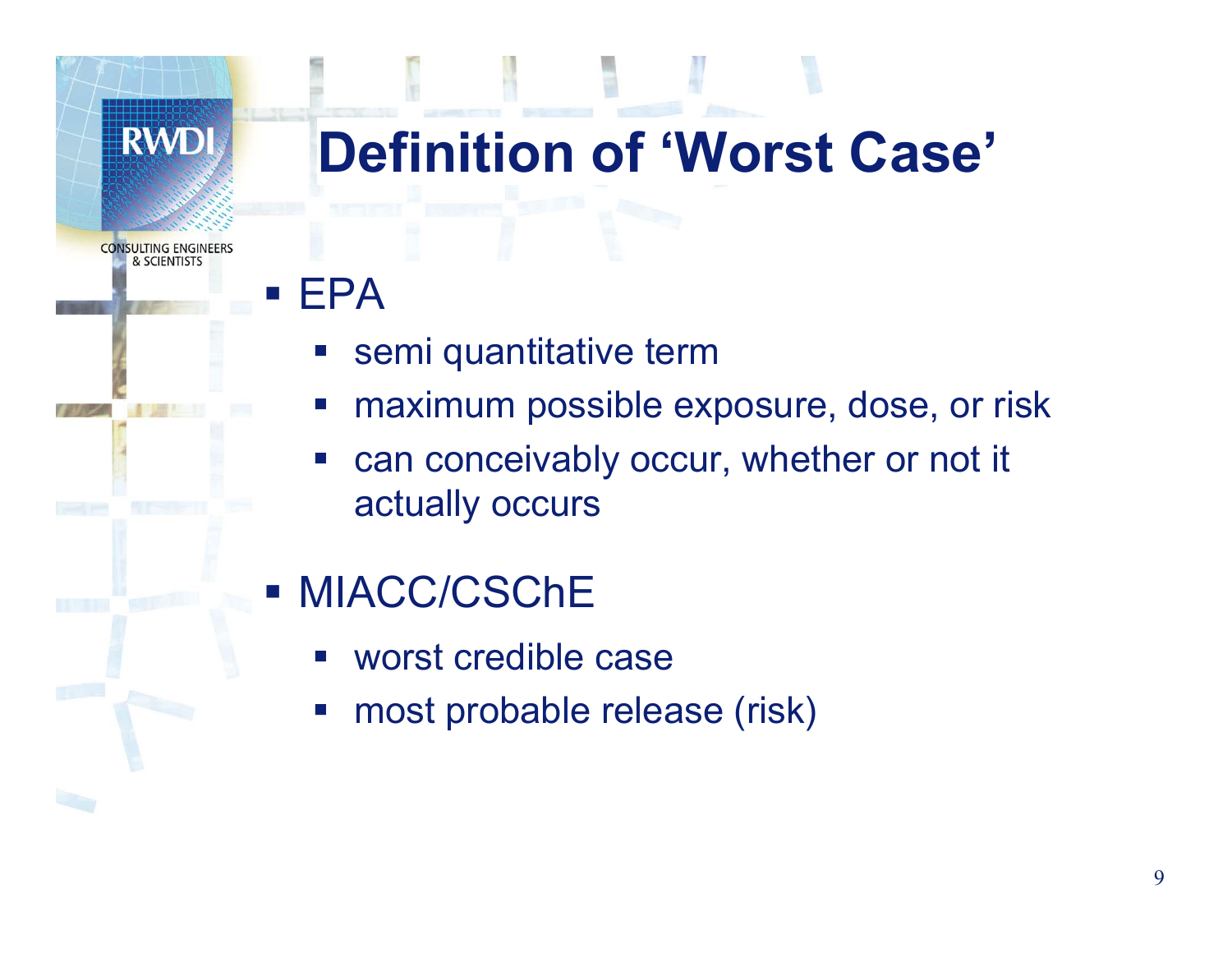# Definition of 'Worst Case'

- EPA
  - semi quantitative term
  - maximum possible exposure, dose, or risk
  - can conceivably occur, whether or not it actually occurs
- MIACC/CSChE
  - worst credible case
  - most probable release (risk)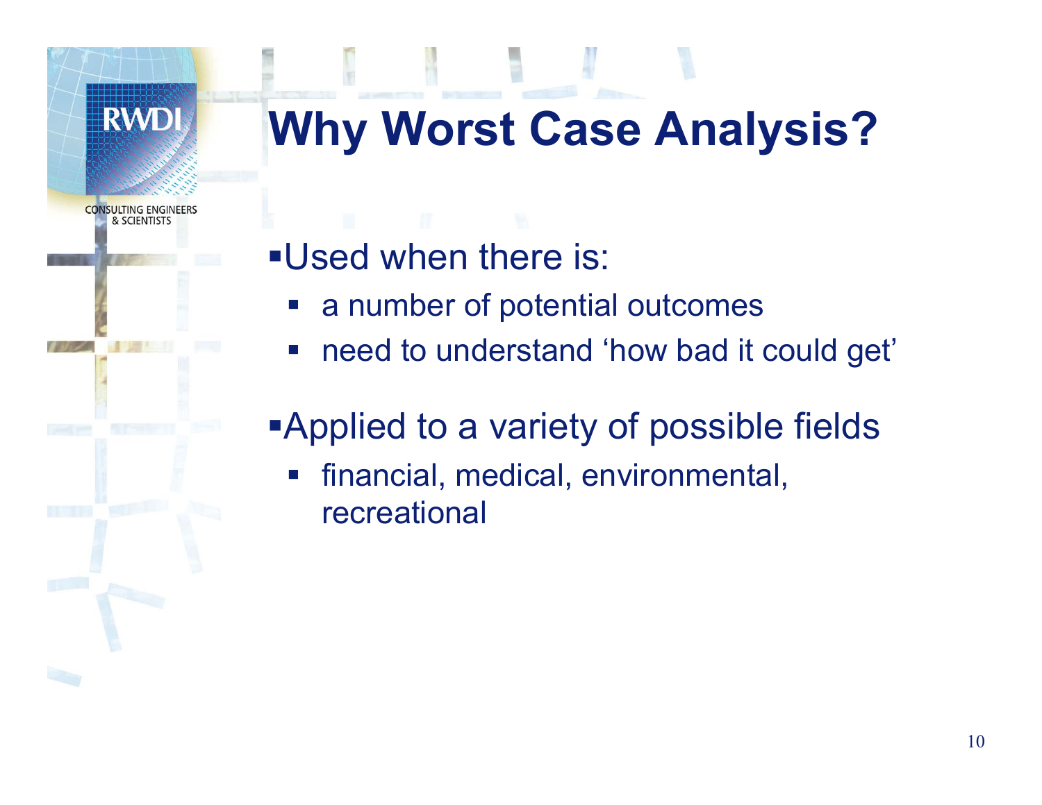# Why Worst Case Analysis?

- Used when there is:
  - a number of potential outcomes
  - need to understand 'how bad it could get'
- Applied to a variety of possible fields
  - financial, medical, environmental, recreational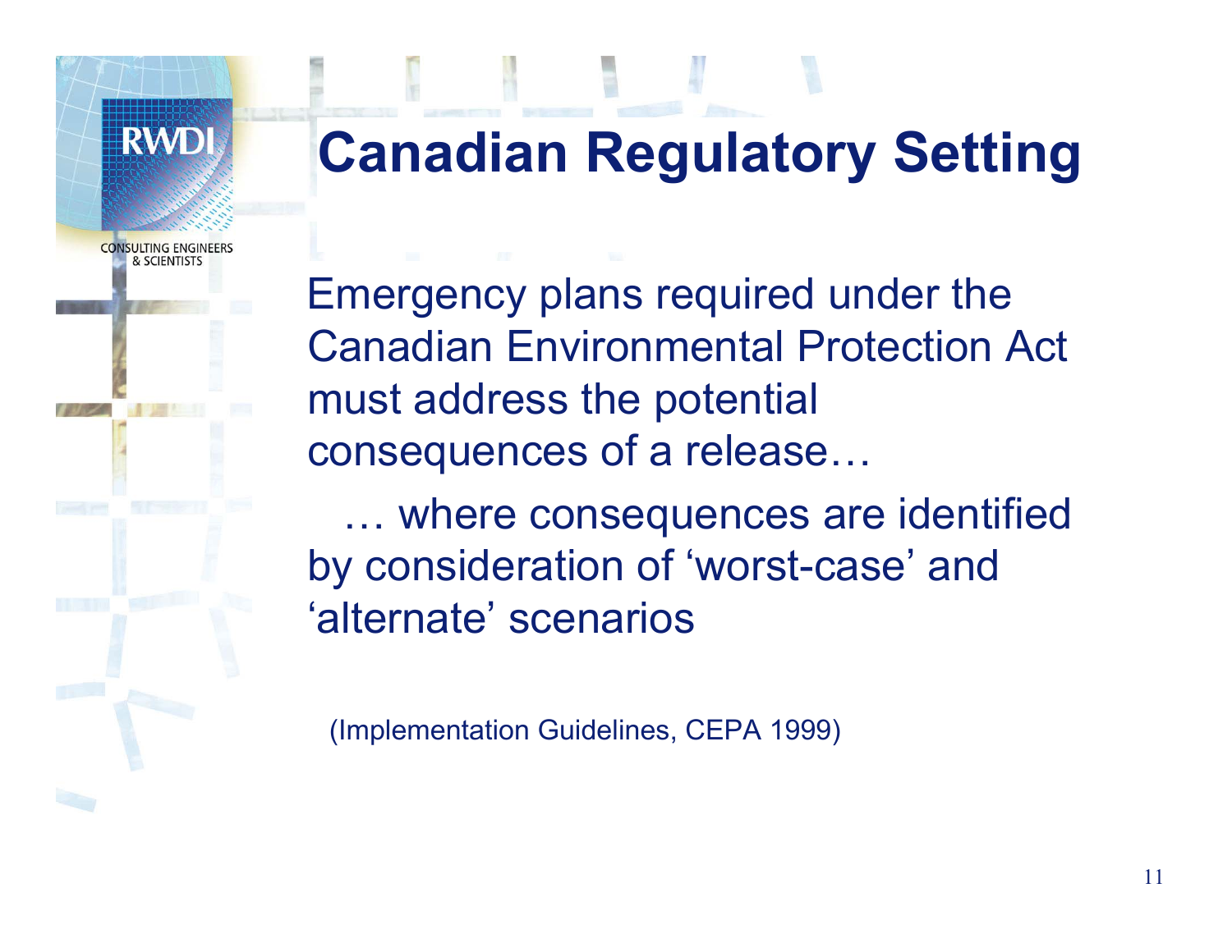# Canadian Regulatory Setting

Emergency plans required under the Canadian Environmental Protection Act must address the potential consequences of a release…

… where consequences are identified by consideration of 'worst-case' and 'alternate' scenarios

(Implementation Guidelines, CEPA 1999)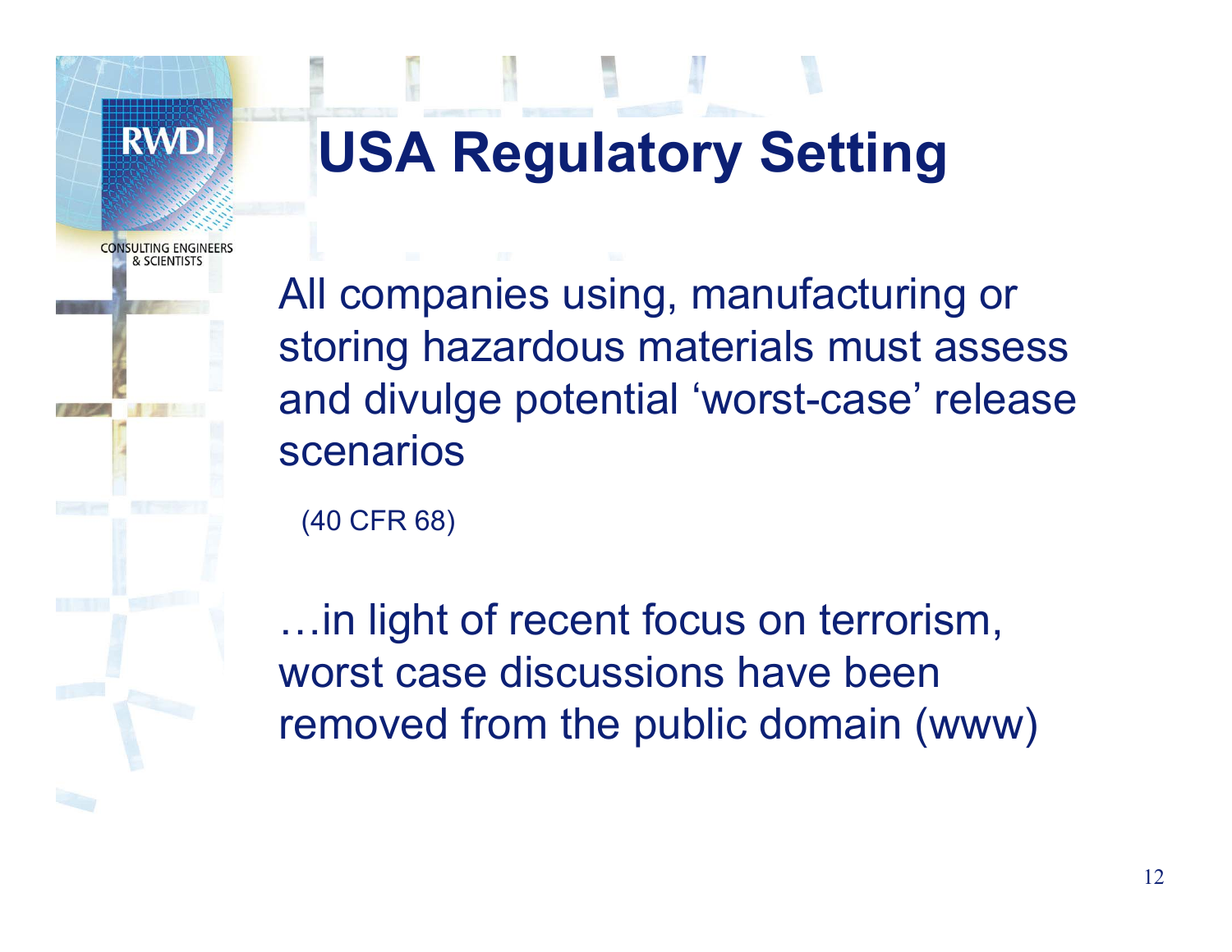# USA Regulatory Setting

All companies using, manufacturing or storing hazardous materials must assess and divulge potential 'worst-case' release scenarios

(40 CFR 68)

…in light of recent focus on terrorism, worst case discussions have been removed from the public domain (www)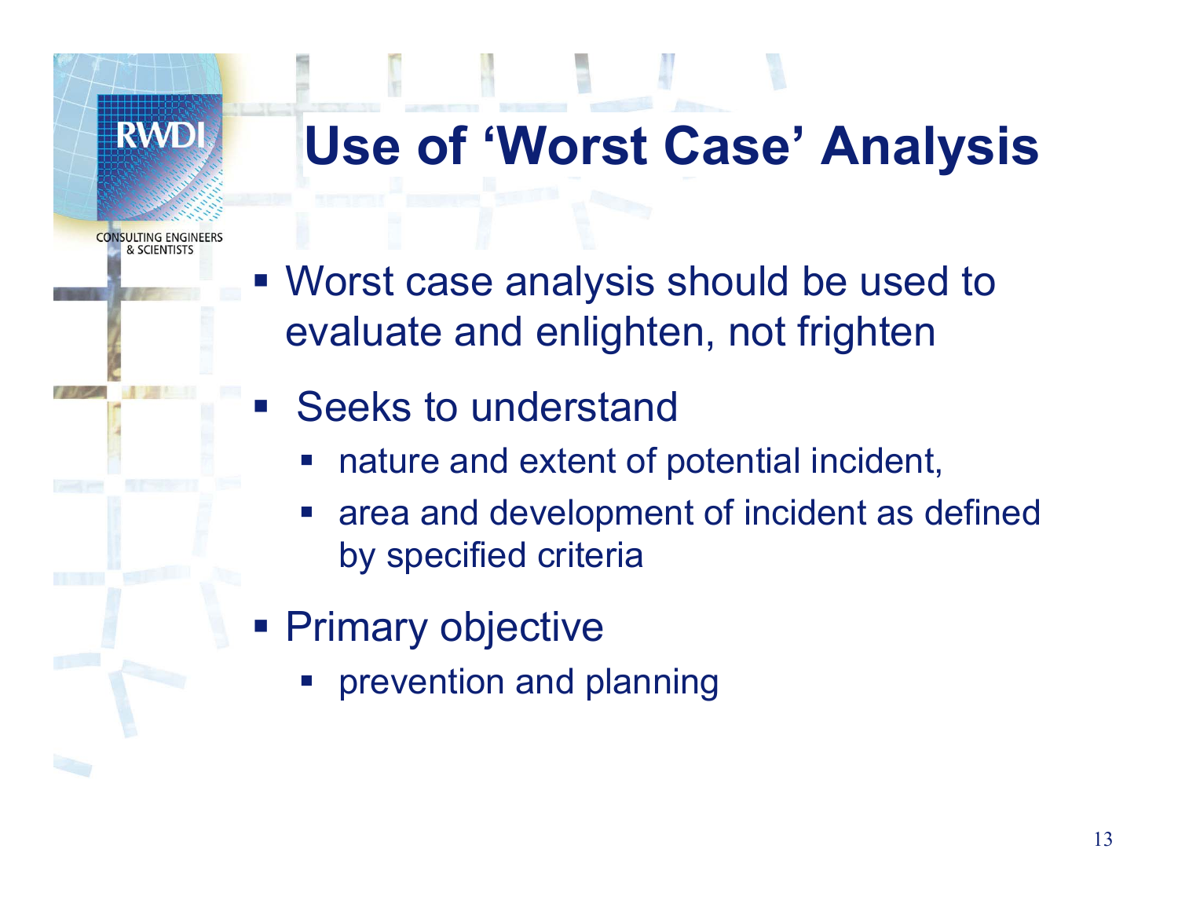# Use of 'Worst Case' Analysis

- Worst case analysis should be used to evaluate and enlighten, not frighten
- Seeks to understand
  - nature and extent of potential incident,
  - area and development of incident as defined by specified criteria
- Primary objective
  - prevention and planning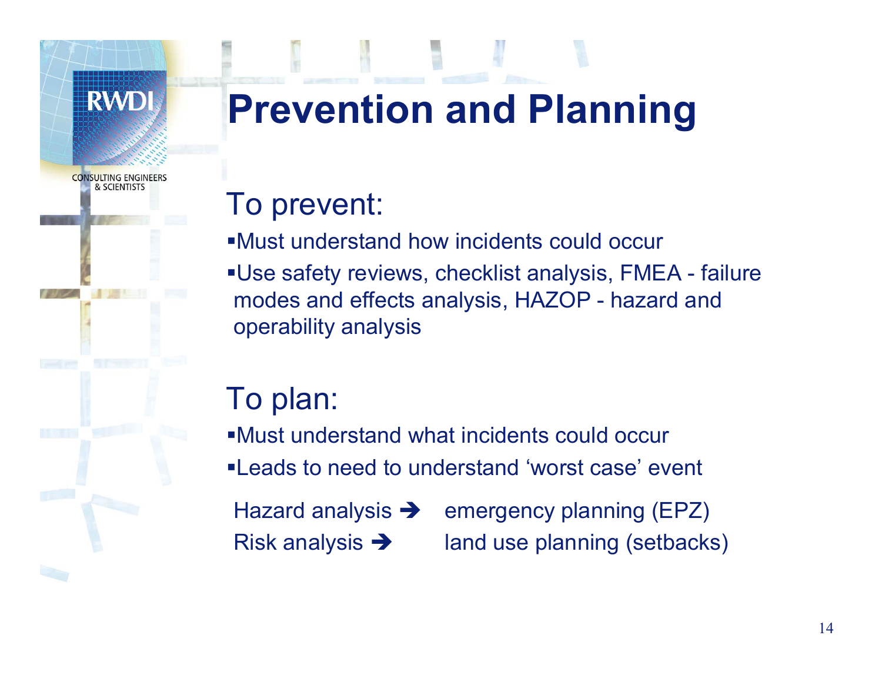# Prevention and Planning

## To prevent:

- Must understand how incidents could occur
- Use safety reviews, checklist analysis, FMEA - failure modes and effects analysis, HAZOP - hazard and operability analysis

## To plan:

- Must understand what incidents could occur
- Leads to need to understand 'worst case' event

Hazard analysis ➔ emergency planning (EPZ)

Risk analysis ➔ land use planning (setbacks)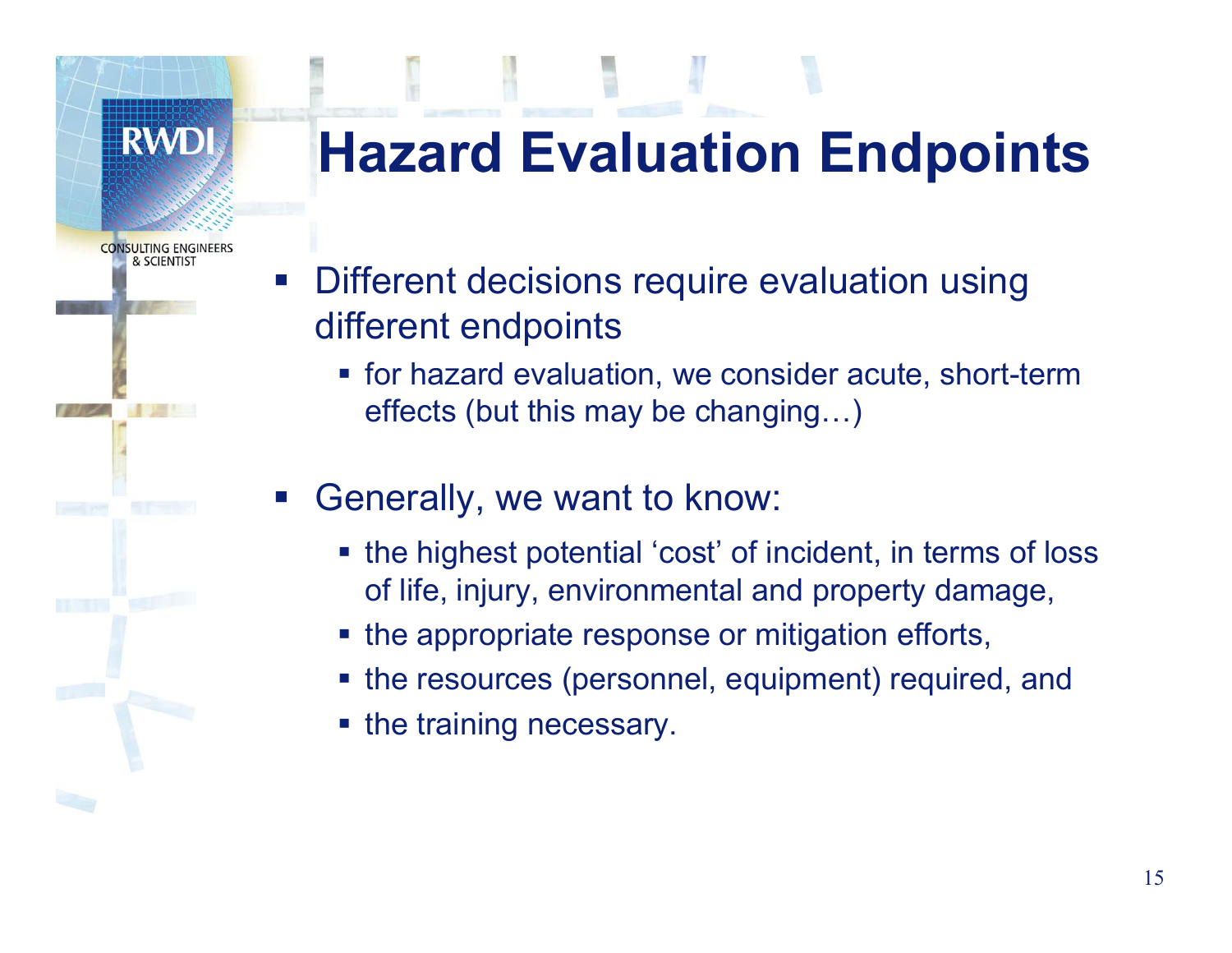# Hazard Evaluation Endpoints

- Different decisions require evaluation using different endpoints
  - for hazard evaluation, we consider acute, short-term effects (but this may be changing…)
- Generally, we want to know:
  - the highest potential 'cost' of incident, in terms of loss of life, injury, environmental and property damage,
  - the appropriate response or mitigation efforts,
  - the resources (personnel, equipment) required, and
  - the training necessary.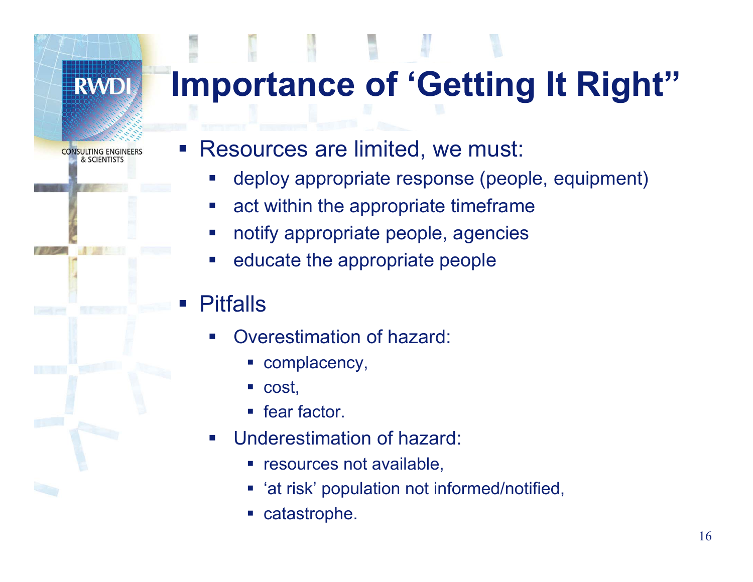# Importance of 'Getting It Right"

- Resources are limited, we must:
  - deploy appropriate response (people, equipment)
  - act within the appropriate timeframe
  - notify appropriate people, agencies
  - educate the appropriate people
- Pitfalls
  - Overestimation of hazard:
    - complacency,
    - cost,
    - fear factor.
  - Underestimation of hazard:
    - resources not available,
    - 'at risk' population not informed/notified,
    - catastrophe.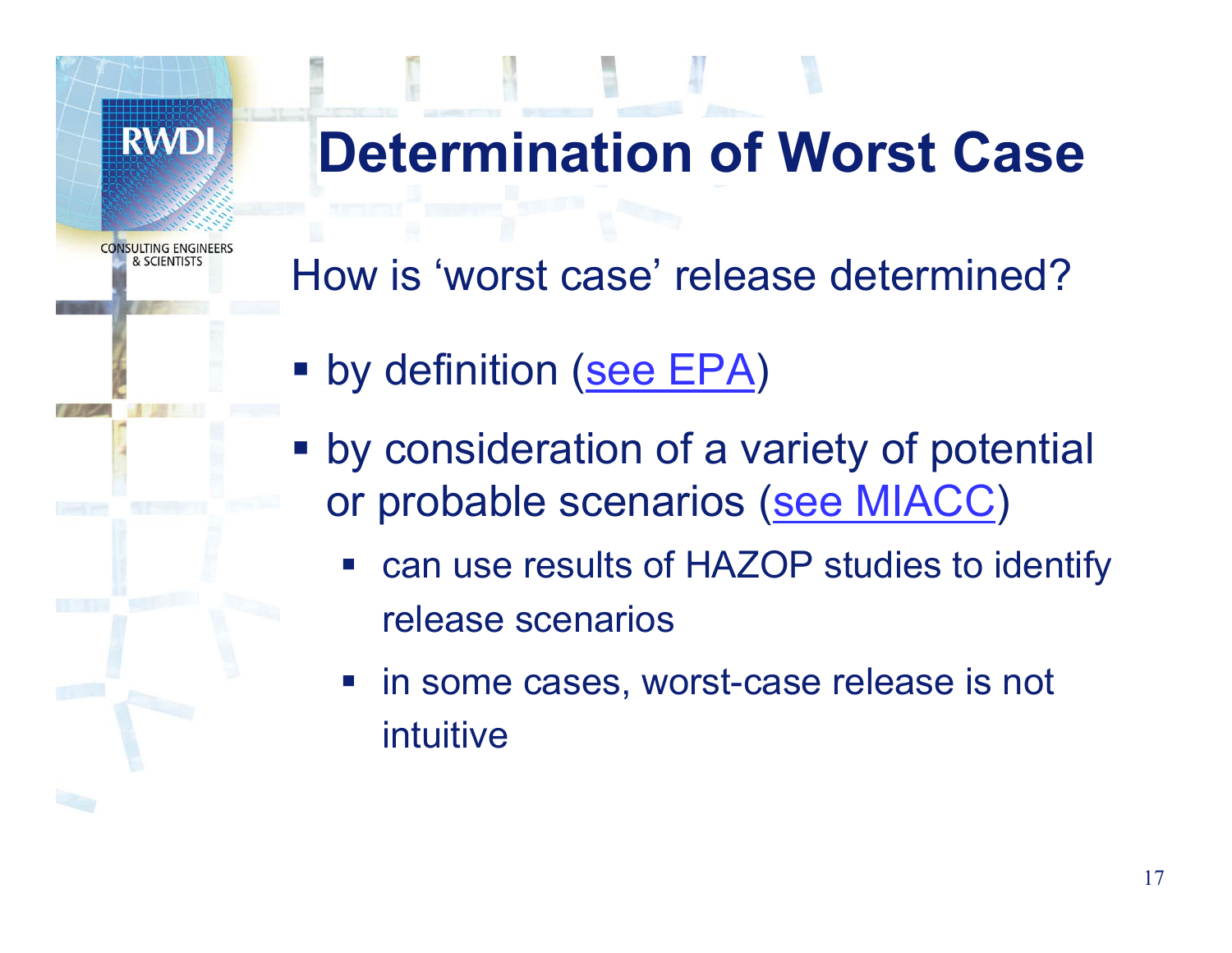# Determination of Worst Case

How is 'worst case' release determined?

- by definition (see EPA)
- by consideration of a variety of potential or probable scenarios (see MIACC)
  - can use results of HAZOP studies to identify release scenarios
  - in some cases, worst-case release is not intuitive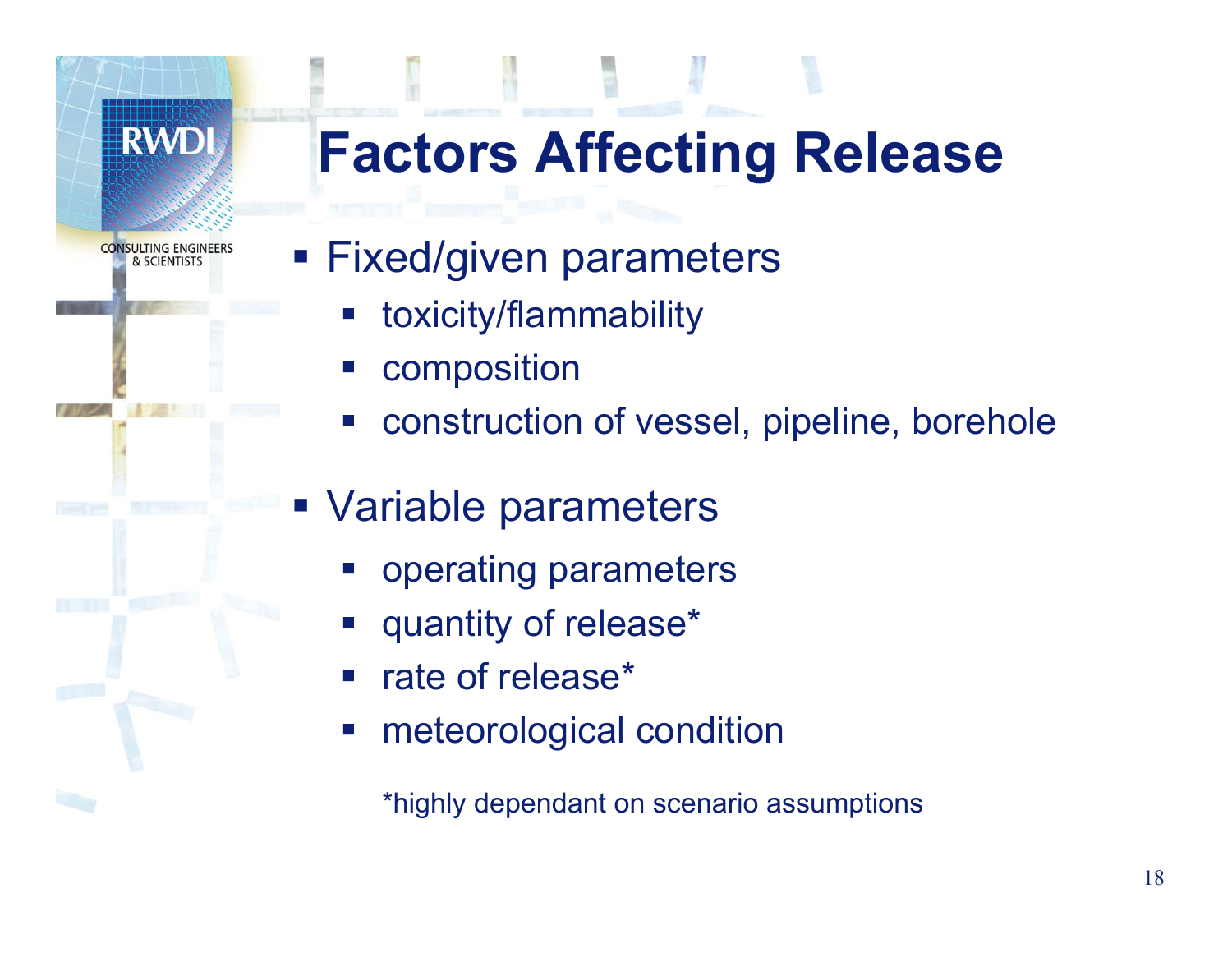# Factors Affecting Release

- Fixed/given parameters
  - toxicity/flammability
  - composition
  - construction of vessel, pipeline, borehole
- Variable parameters
  - operating parameters
  - quantity of release*
  - rate of release*
  - meteorological condition

*highly dependant on scenario assumptions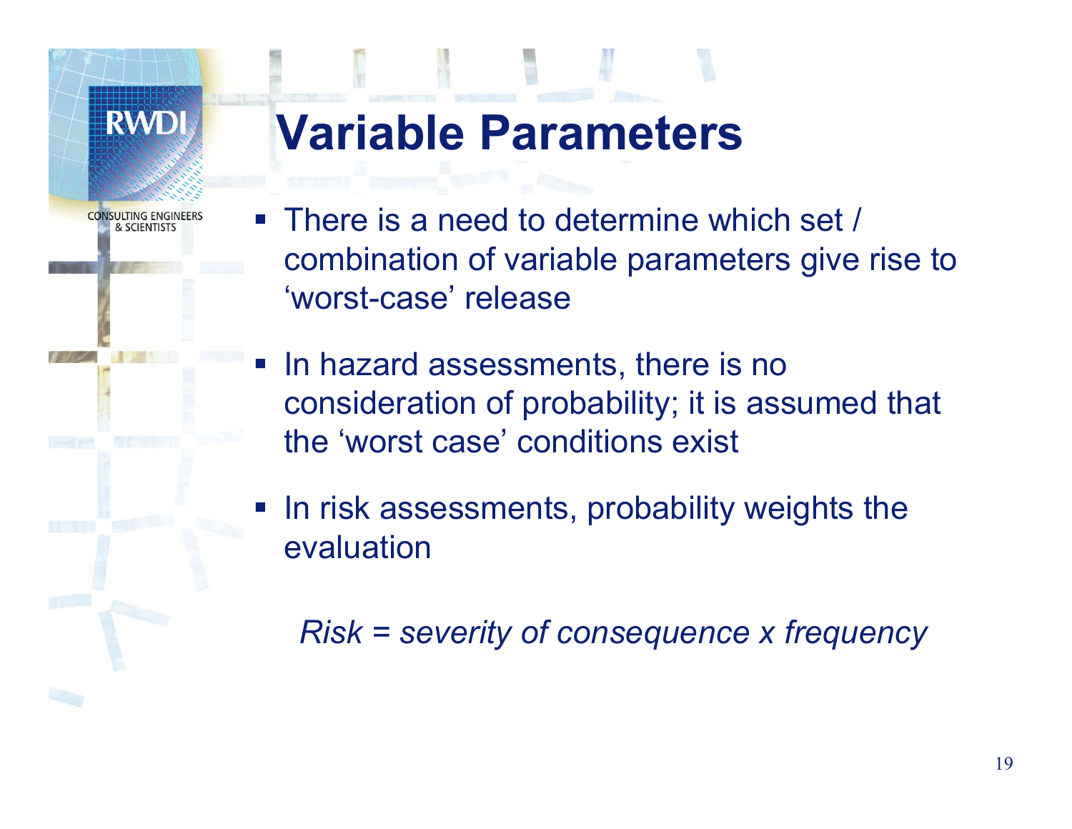# Variable Parameters

- There is a need to determine which set / combination of variable parameters give rise to 'worst-case' release
- In hazard assessments, there is no consideration of probability; it is assumed that the 'worst case' conditions exist
- In risk assessments, probability weights the evaluation

*Risk = severity of consequence x frequency*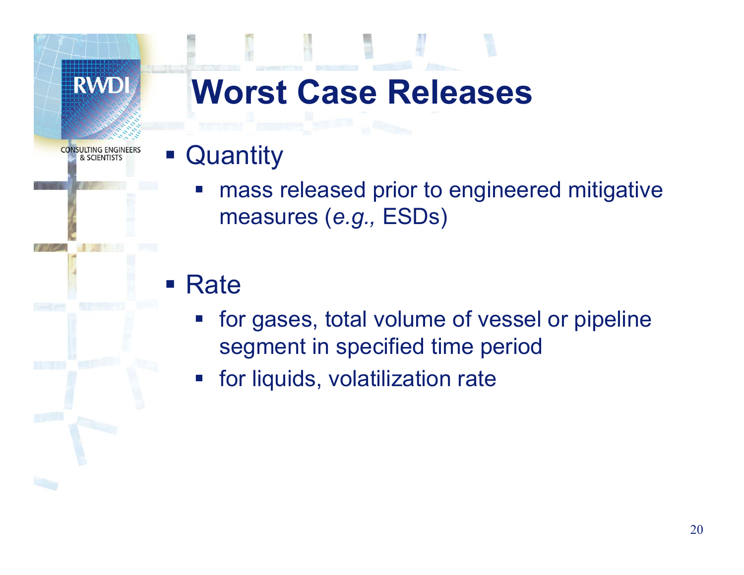# Worst Case Releases

- Quantity
  - mass released prior to engineered mitigative measures (*e.g.,* ESDs)
- Rate
  - for gases, total volume of vessel or pipeline segment in specified time period
  - for liquids, volatilization rate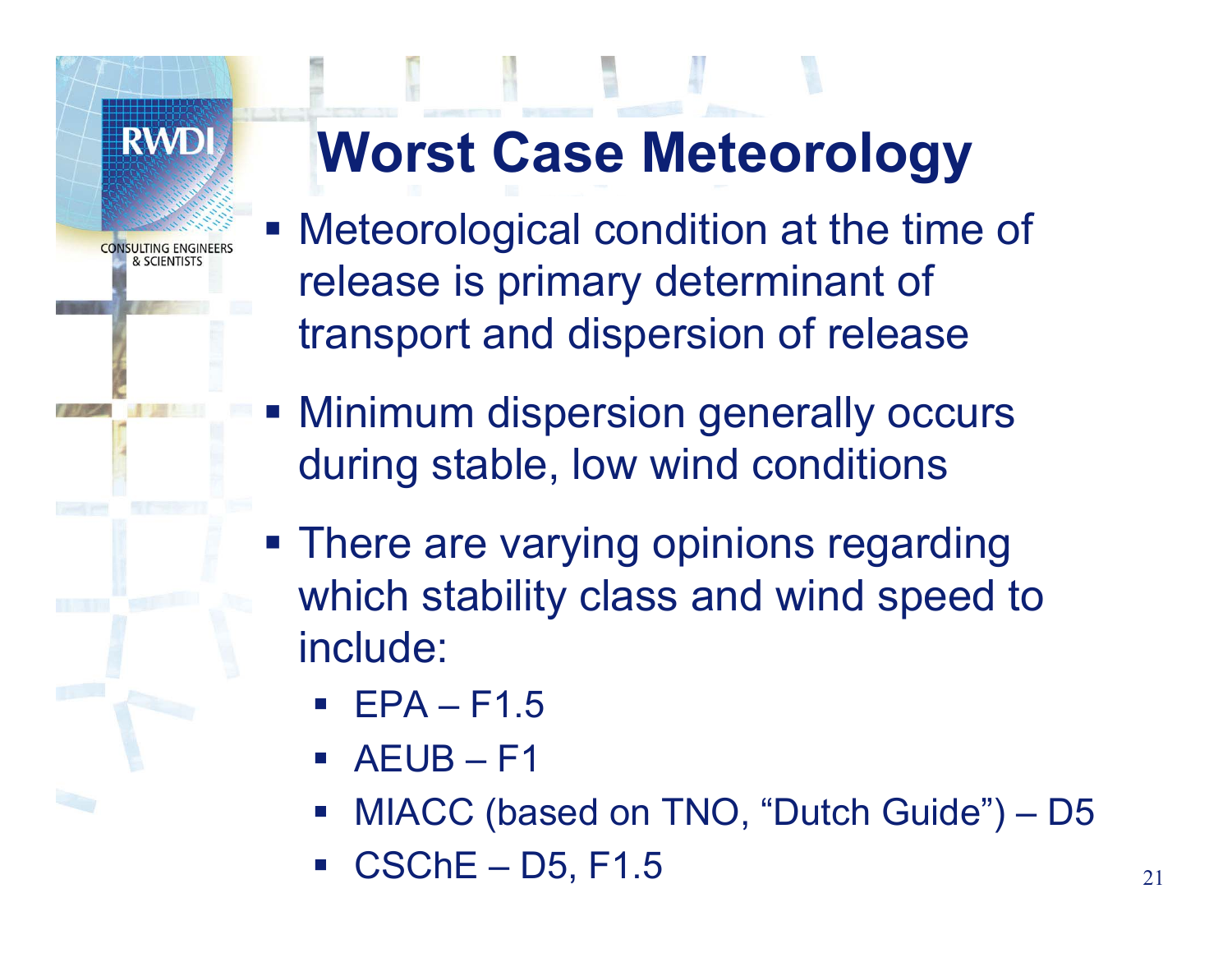# Worst Case Meteorology

- Meteorological condition at the time of release is primary determinant of transport and dispersion of release
- Minimum dispersion generally occurs during stable, low wind conditions
- There are varying opinions regarding which stability class and wind speed to include:
  - EPA – F1.5
  - AEUB – F1
  - MIACC (based on TNO, "Dutch Guide") – D5
  - CSChE – D5, F1.5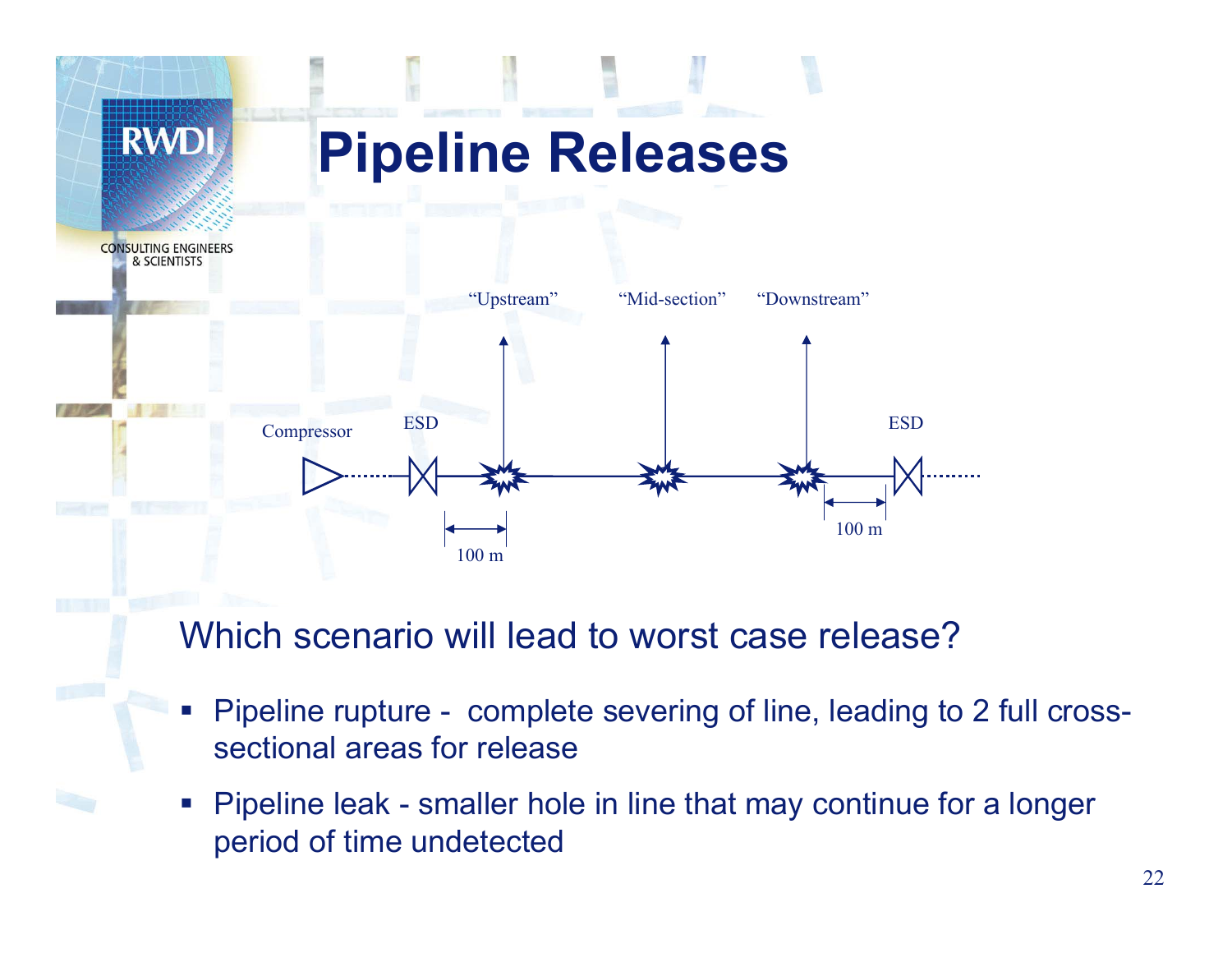# Pipeline Releases

"Upstream" "Mid-section" "Downstream"

Compressor ESD ESD

100 m 100 m

Which scenario will lead to worst case release?

- Pipeline rupture - complete severing of line, leading to 2 full cross-sectional areas for release
- Pipeline leak - smaller hole in line that may continue for a longer period of time undetected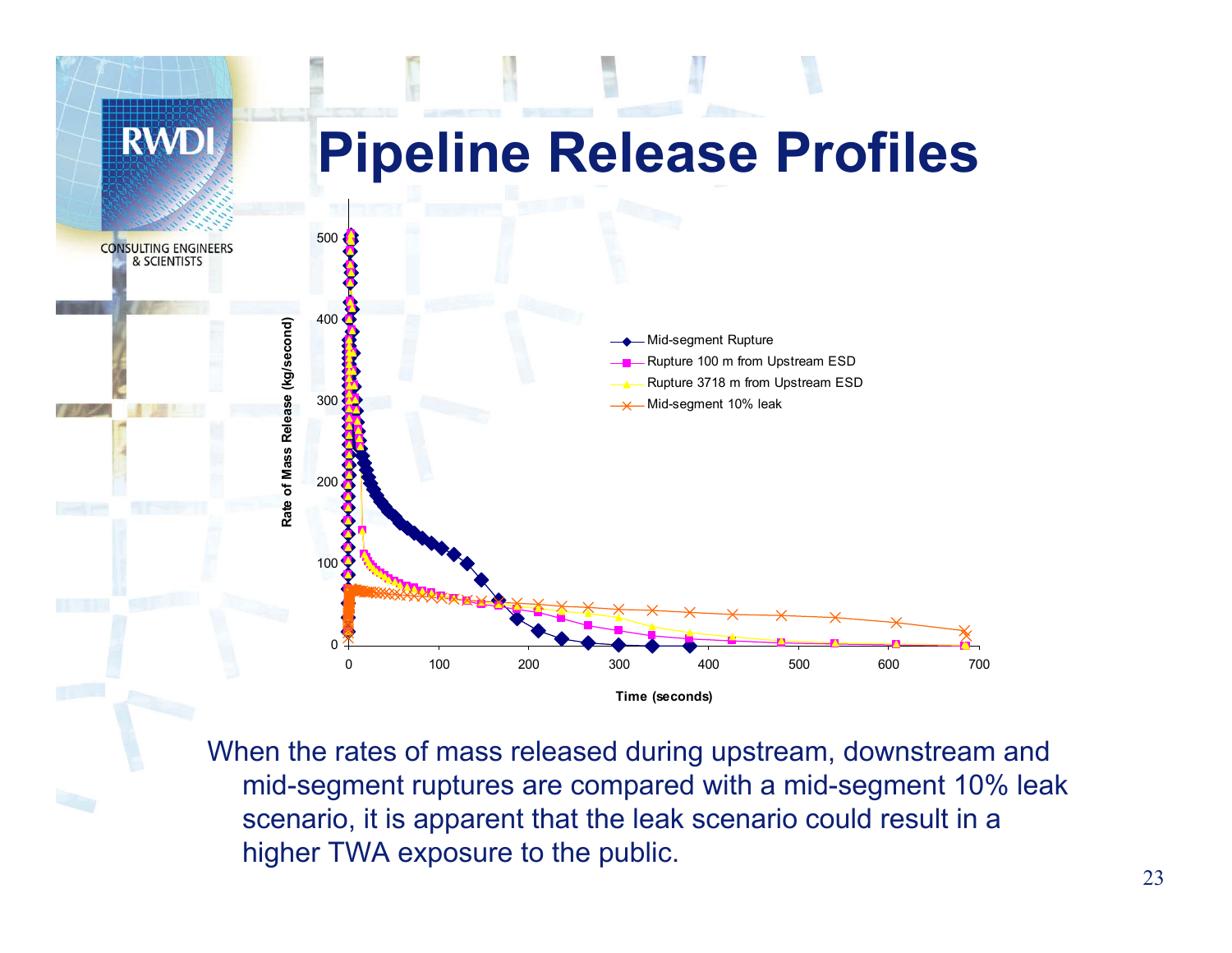# Pipeline Release Profiles

Rate of Mass Release (kg/second)

Time (seconds)

- Mid-segment Rupture
- Rupture 100 m from Upstream ESD
- Rupture 3718 m from Upstream ESD
- Mid-segment 10% leak

When the rates of mass released during upstream, downstream and mid-segment ruptures are compared with a mid-segment 10% leak scenario, it is apparent that the leak scenario could result in a higher TWA exposure to the public.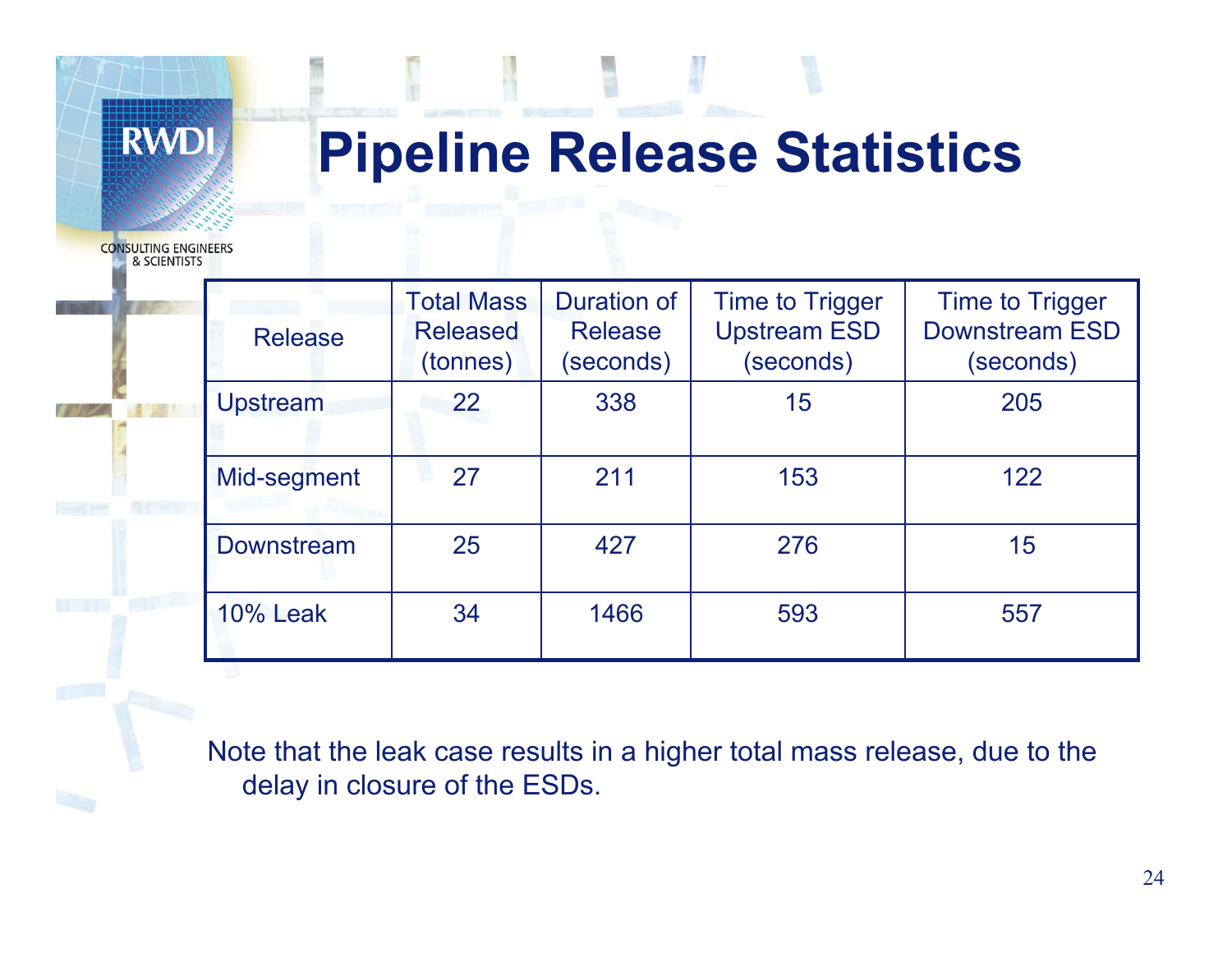# Pipeline Release Statistics

| Release | Total Mass Released (tonnes) | Duration of Release (seconds) | Time to Trigger Upstream ESD (seconds) | Time to Trigger Downstream ESD (seconds) |
|---|---|---|---|---|
| Upstream | 22 | 338 | 15 | 205 |
| Mid-segment | 27 | 211 | 153 | 122 |
| Downstream | 25 | 427 | 276 | 15 |
| 10% Leak | 34 | 1466 | 593 | 557 |

Note that the leak case results in a higher total mass release, due to the delay in closure of the ESDs.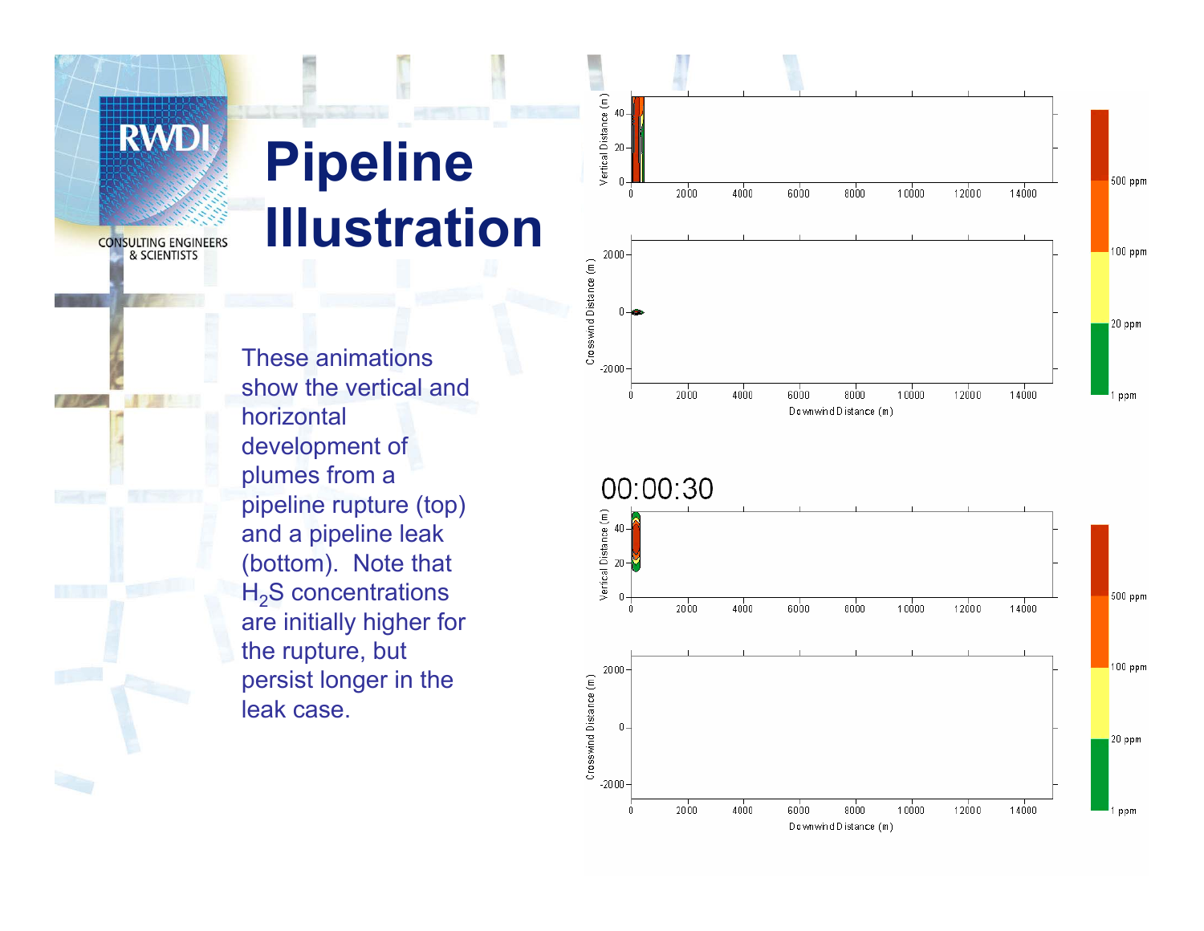# Pipeline Illustration

These animations show the vertical and horizontal development of plumes from a pipeline rupture (top) and a pipeline leak (bottom). Note that $H_2S$ concentrations are initially higher for the rupture, but persist longer in the leak case.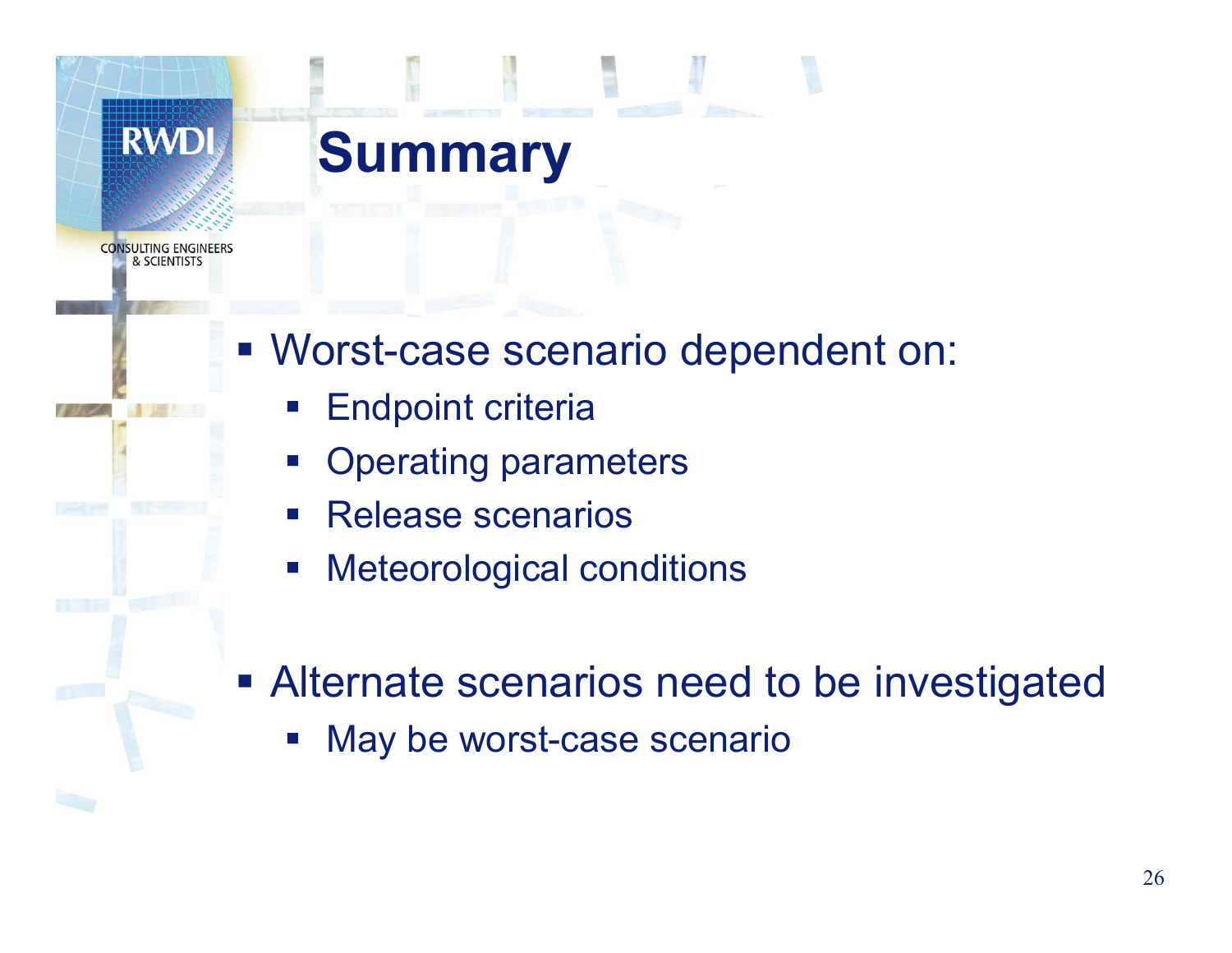# Summary

- Worst-case scenario dependent on:
  - Endpoint criteria
  - Operating parameters
  - Release scenarios
  - Meteorological conditions

- Alternate scenarios need to be investigated
  - May be worst-case scenario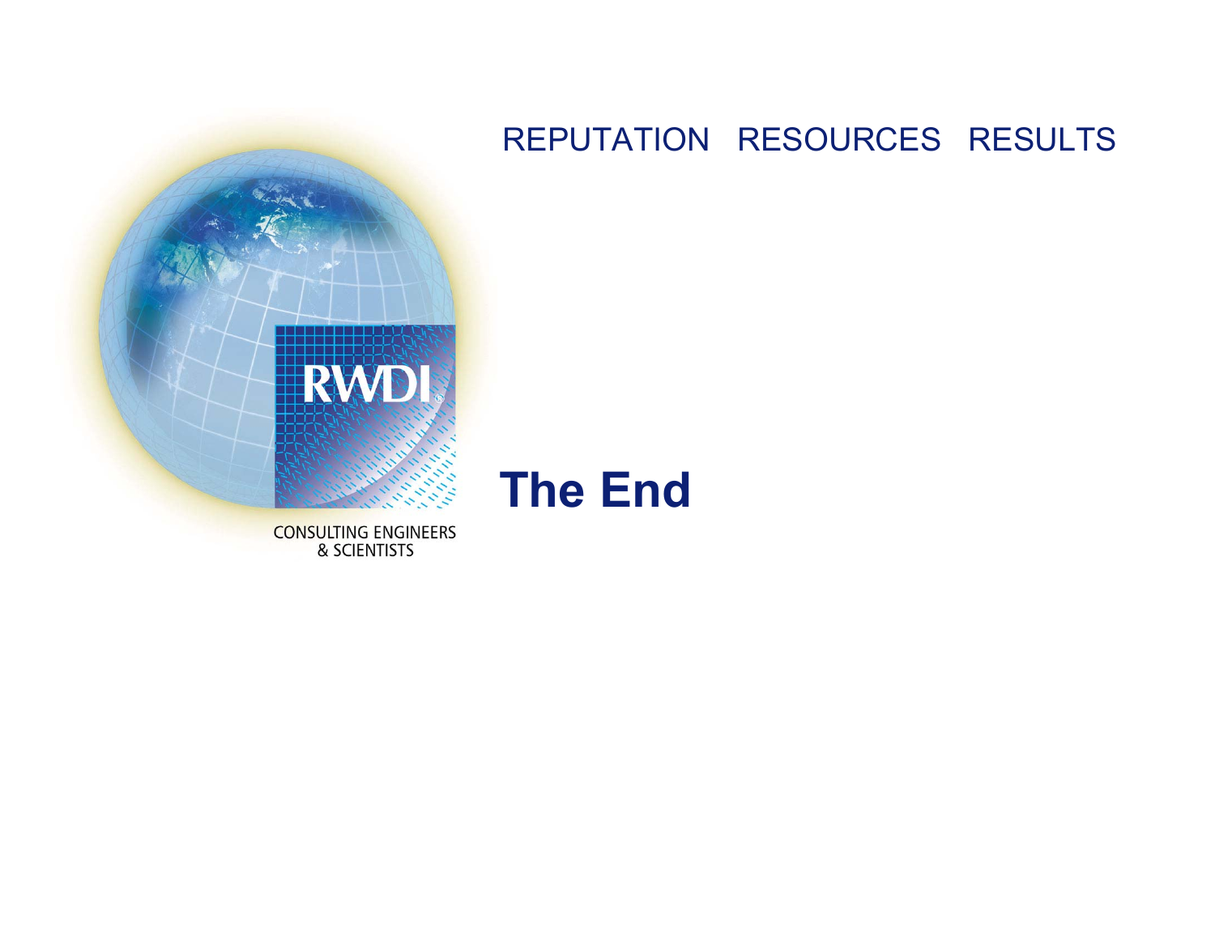REPUTATION RESOURCES RESULTS

RWDI

CONSULTING ENGINEERS & SCIENTISTS

# The End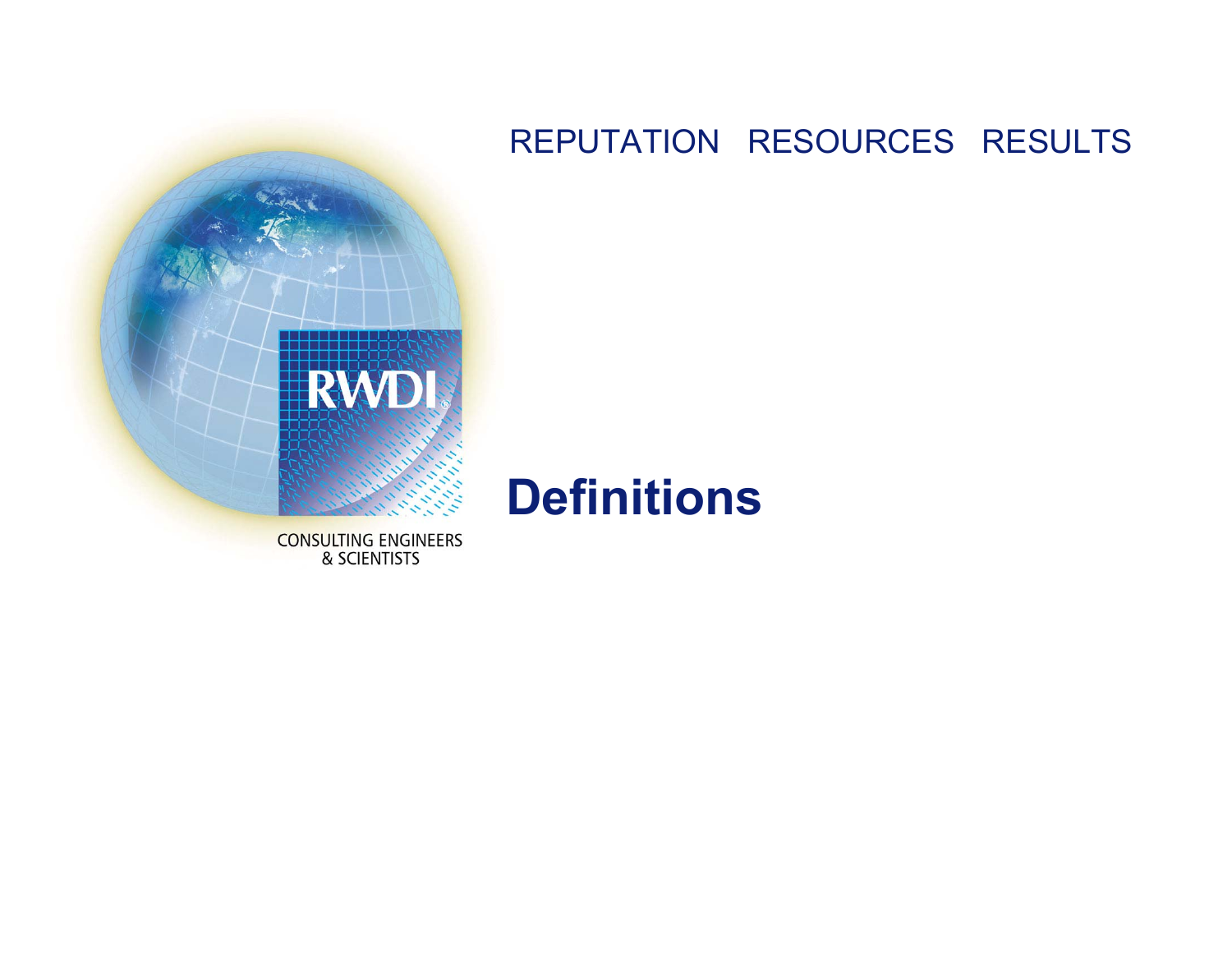REPUTATION RESOURCES RESULTS

CONSULTING ENGINEERS & SCIENTISTS

# Definitions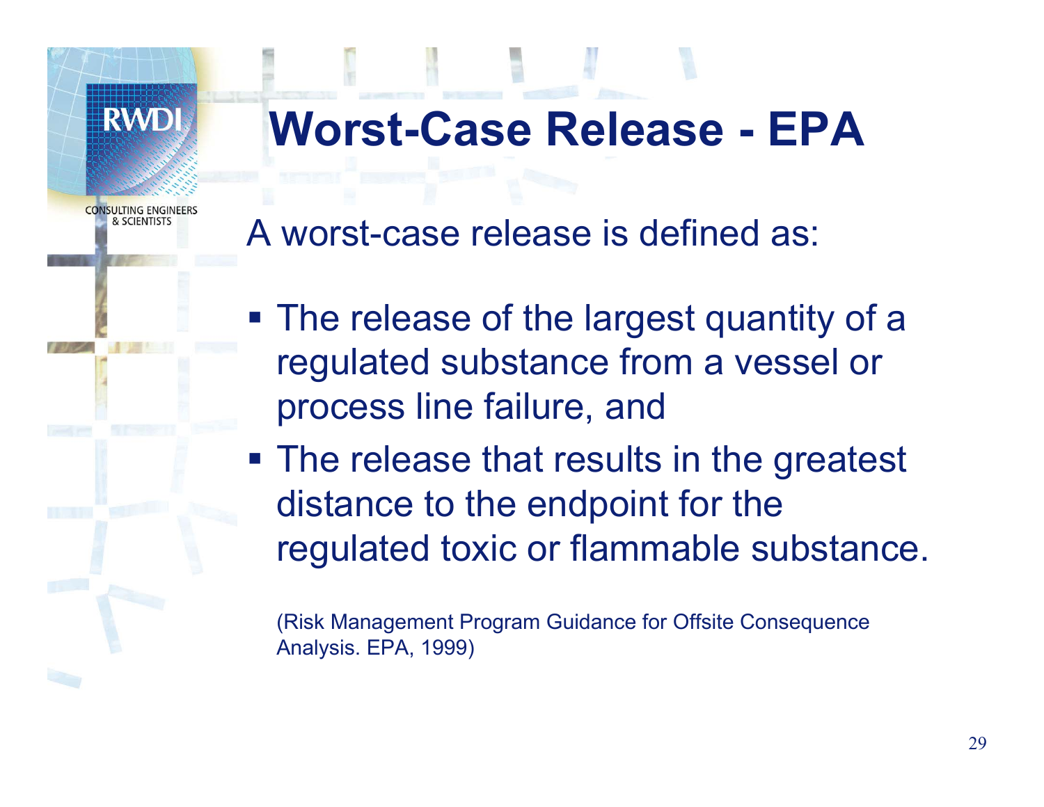# Worst-Case Release - EPA

A worst-case release is defined as:

- The release of the largest quantity of a regulated substance from a vessel or process line failure, and
- The release that results in the greatest distance to the endpoint for the regulated toxic or flammable substance.

(Risk Management Program Guidance for Offsite Consequence Analysis. EPA, 1999)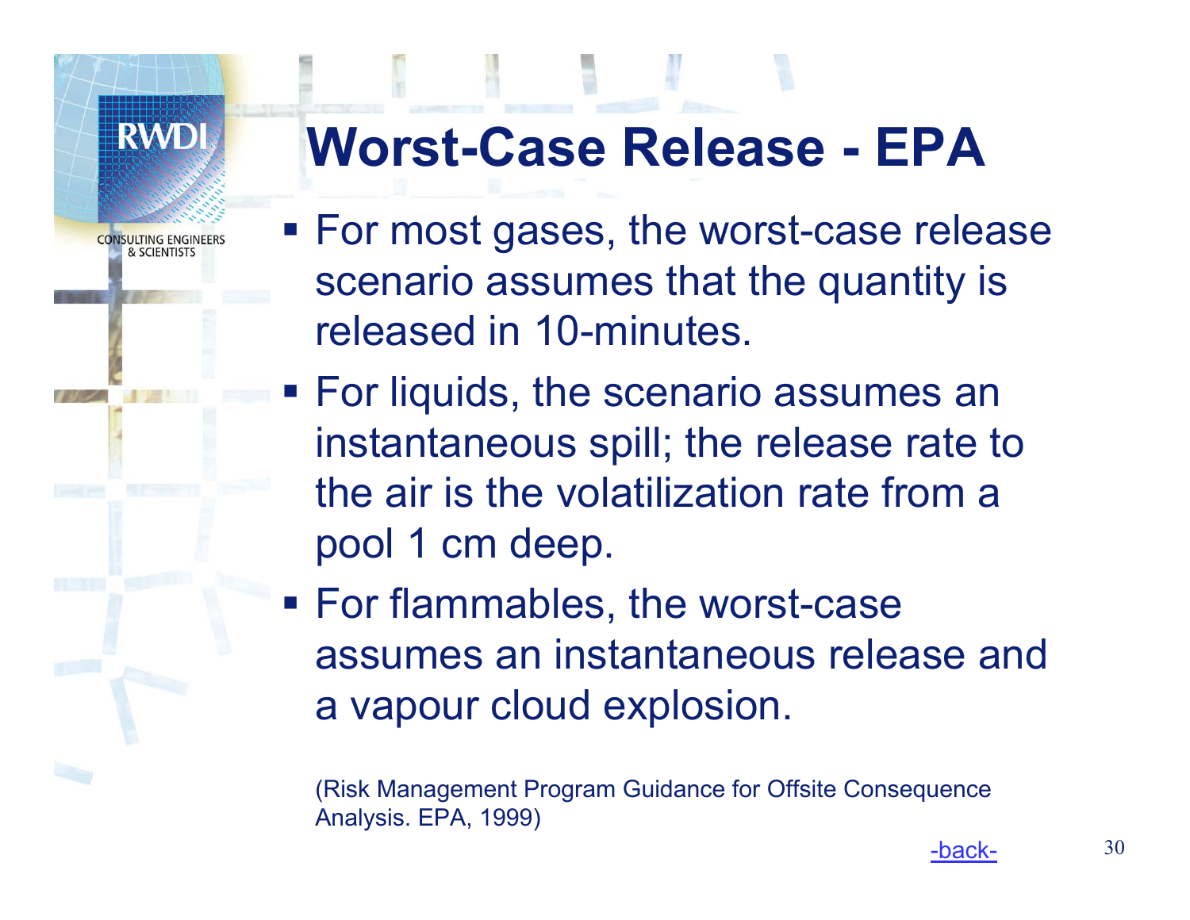# Worst-Case Release - EPA

- For most gases, the worst-case release scenario assumes that the quantity is released in 10-minutes.
- For liquids, the scenario assumes an instantaneous spill; the release rate to the air is the volatilization rate from a pool 1 cm deep.
- For flammables, the worst-case assumes an instantaneous release and a vapour cloud explosion.

(Risk Management Program Guidance for Offsite Consequence Analysis. EPA, 1999)

-back-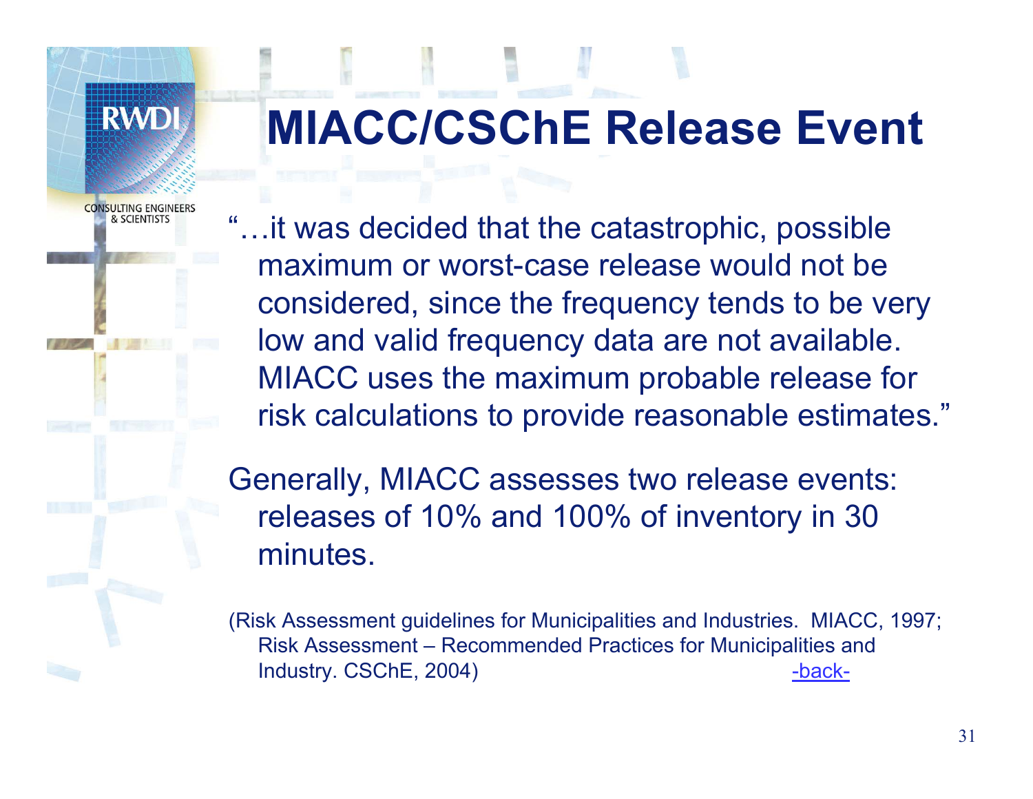# MIACC/CSChE Release Event

"…it was decided that the catastrophic, possible maximum or worst-case release would not be considered, since the frequency tends to be very low and valid frequency data are not available. MIACC uses the maximum probable release for risk calculations to provide reasonable estimates."

Generally, MIACC assesses two release events: releases of 10% and 100% of inventory in 30 minutes.

(Risk Assessment guidelines for Municipalities and Industries. MIACC, 1997; Risk Assessment – Recommended Practices for Municipalities and Industry. CSChE, 2004) -back-